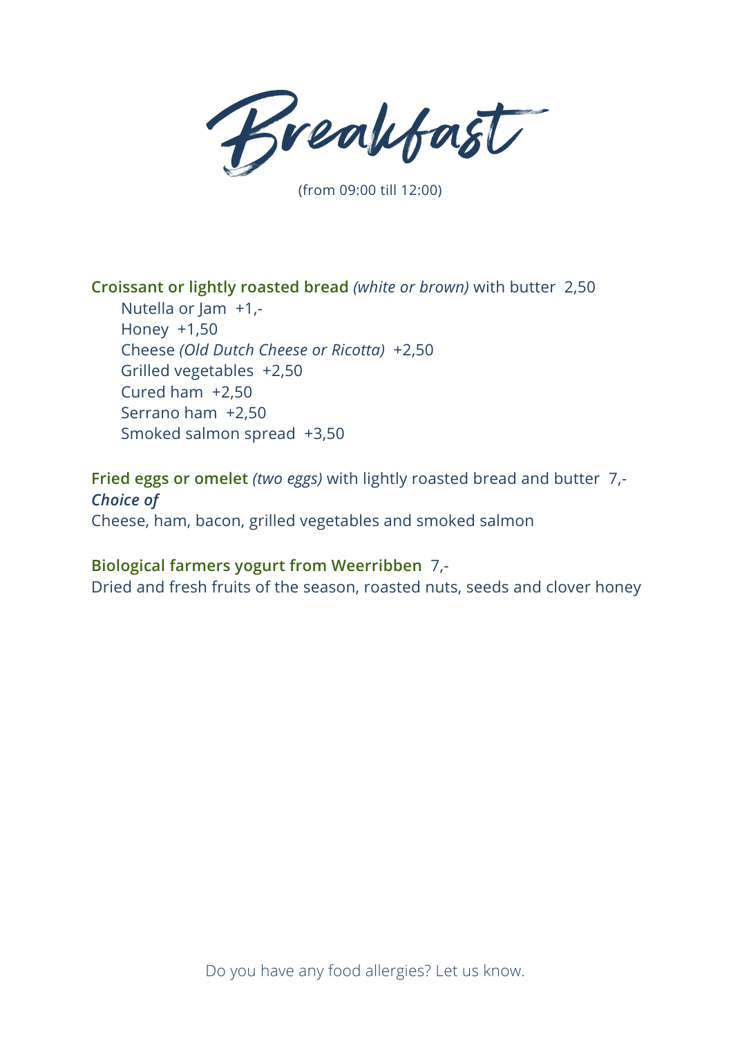# Breakfast

(from 09:00 till 12:00)

**Croissant or lightly roasted bread** *(white or brown)* with butter  2,50
- Nutella or Jam  +1,-
- Honey  +1,50
- Cheese *(Old Dutch Cheese or Ricotta)*  +2,50
- Grilled vegetables  +2,50
- Cured ham  +2,50
- Serrano ham  +2,50
- Smoked salmon spread  +3,50

**Fried eggs or omelet** *(two eggs)* with lightly roasted bread and butter  7,-
***Choice of***
Cheese, ham, bacon, grilled vegetables and smoked salmon

**Biological farmers yogurt from Weerribben**  7,-
Dried and fresh fruits of the season, roasted nuts, seeds and clover honey

Do you have any food allergies? Let us know.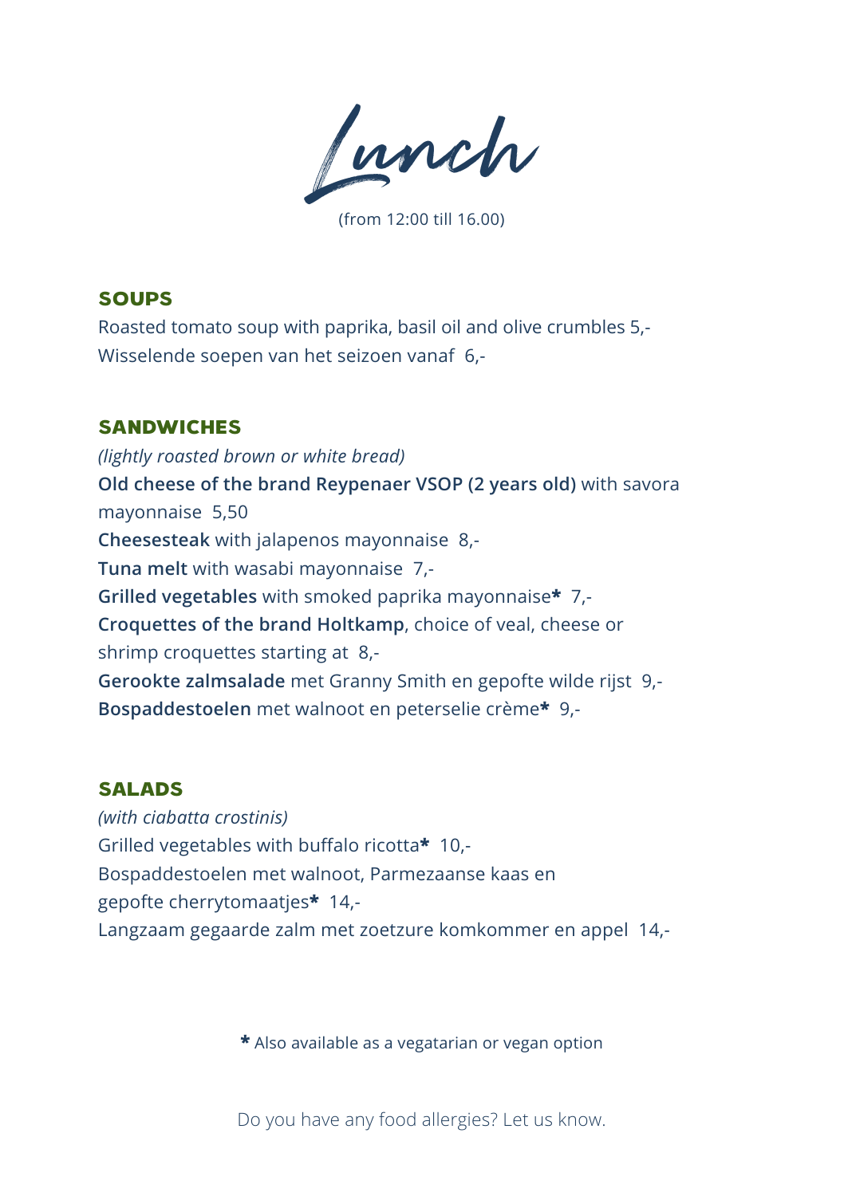# Lunch

(from 12:00 till 16.00)

## SOUPS

Roasted tomato soup with paprika, basil oil and olive crumbles 5,-
Wisselende soepen van het seizoen vanaf 6,-

## SANDWICHES

*(lightly roasted brown or white bread)*

**Old cheese of the brand Reypenaer VSOP (2 years old)** with savora mayonnaise 5,50
**Cheesesteak** with jalapenos mayonnaise 8,-
**Tuna melt** with wasabi mayonnaise 7,-
**Grilled vegetables** with smoked paprika mayonnaise* 7,-
**Croquettes of the brand Holtkamp**, choice of veal, cheese or shrimp croquettes starting at 8,-
**Gerookte zalmsalade** met Granny Smith en gepofte wilde rijst 9,-
**Bospaddestoelen** met walnoot en peterselie crème* 9,-

## SALADS

*(with ciabatta crostinis)*

Grilled vegetables with buffalo ricotta* 10,-
Bospaddestoelen met walnoot, Parmezaanse kaas en gepofte cherrytomaatjes* 14,-
Langzaam gegaarde zalm met zoetzure komkommer en appel 14,-

* Also available as a vegatarian or vegan option

Do you have any food allergies? Let us know.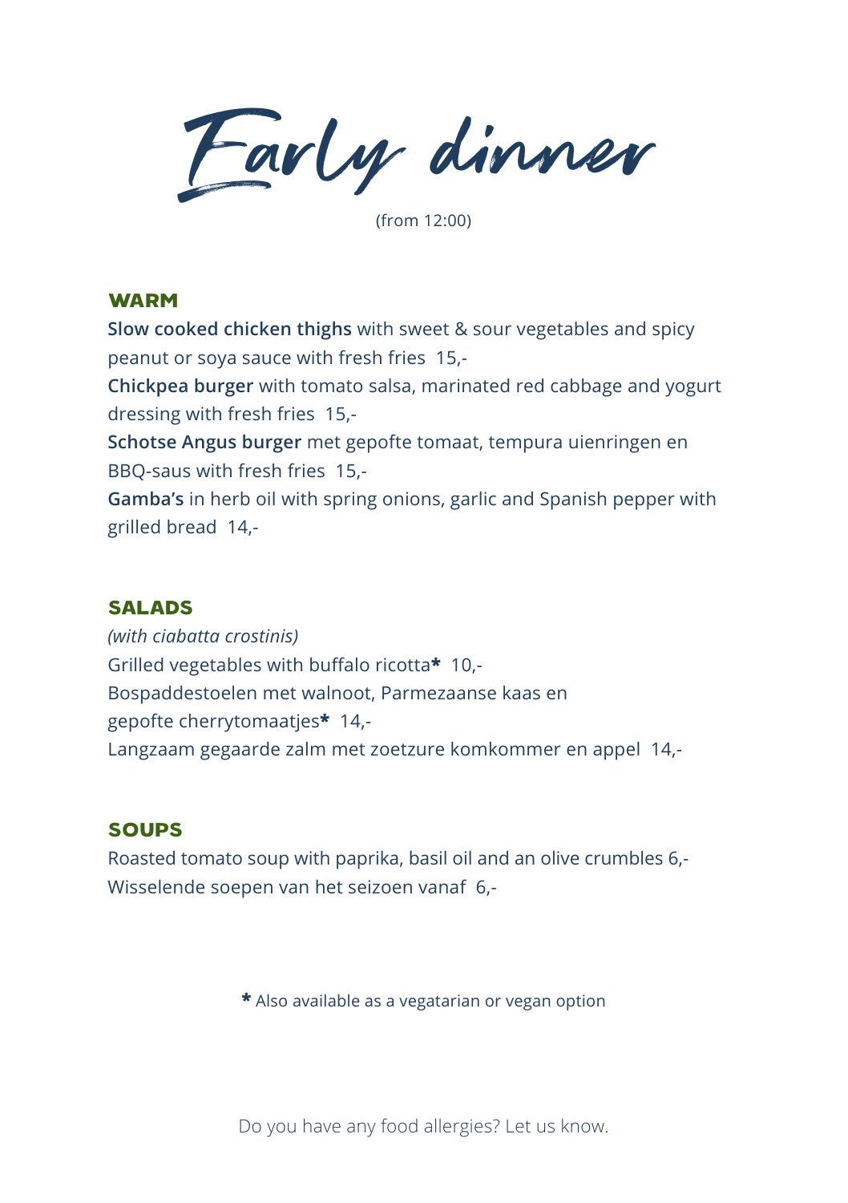# Early dinner

(from 12:00)

## WARM

**Slow cooked chicken thighs** with sweet & sour vegetables and spicy peanut or soya sauce with fresh fries 15,-

**Chickpea burger** with tomato salsa, marinated red cabbage and yogurt dressing with fresh fries 15,-

**Schotse Angus burger** met gepofte tomaat, tempura uienringen en BBQ-saus with fresh fries 15,-

**Gamba's** in herb oil with spring onions, garlic and Spanish pepper with grilled bread 14,-

## SALADS

*(with ciabatta crostinis)*

Grilled vegetables with buffalo ricotta**\*** 10,-

Bospaddestoelen met walnoot, Parmezaanse kaas en gepofte cherrytomaatjes**\*** 14,-

Langzaam gegaarde zalm met zoetzure komkommer en appel 14,-

## SOUPS

Roasted tomato soup with paprika, basil oil and an olive crumbles 6,-

Wisselende soepen van het seizoen vanaf 6,-

**\*** Also available as a vegatarian or vegan option

Do you have any food allergies? Let us know.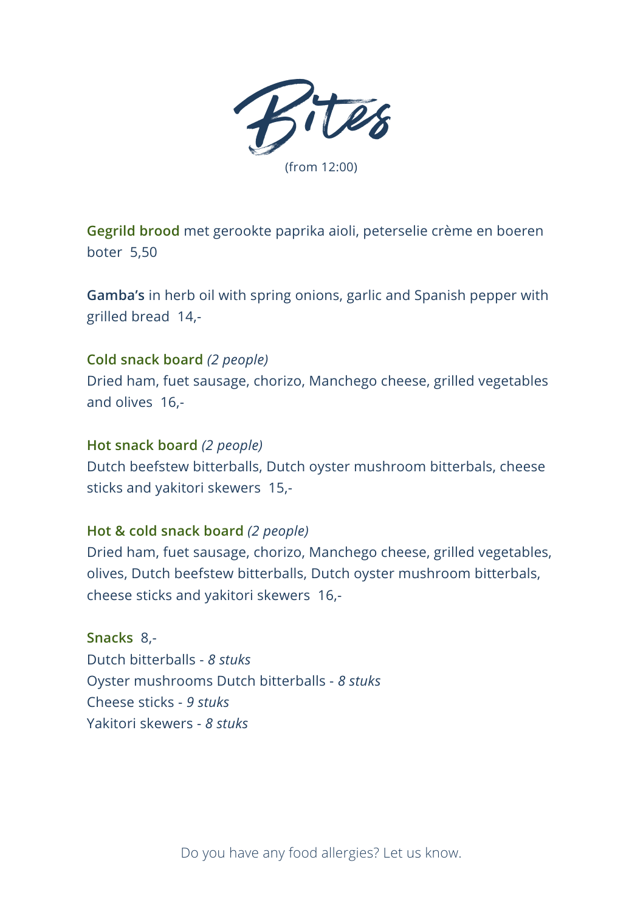# Bites

(from 12:00)

**Gegrild brood** met gerookte paprika aioli, peterselie crème en boeren boter  5,50

**Gamba's** in herb oil with spring onions, garlic and Spanish pepper with grilled bread  14,-

**Cold snack board** *(2 people)*
Dried ham, fuet sausage, chorizo, Manchego cheese, grilled vegetables and olives  16,-

**Hot snack board** *(2 people)*
Dutch beefstew bitterballs, Dutch oyster mushroom bitterbals, cheese sticks and yakitori skewers  15,-

**Hot & cold snack board** *(2 people)*
Dried ham, fuet sausage, chorizo, Manchego cheese, grilled vegetables, olives, Dutch beefstew bitterballs, Dutch oyster mushroom bitterbals, cheese sticks and yakitori skewers  16,-

**Snacks**  8,-
Dutch bitterballs - *8 stuks*
Oyster mushrooms Dutch bitterballs - *8 stuks*
Cheese sticks - *9 stuks*
Yakitori skewers - *8 stuks*

Do you have any food allergies? Let us know.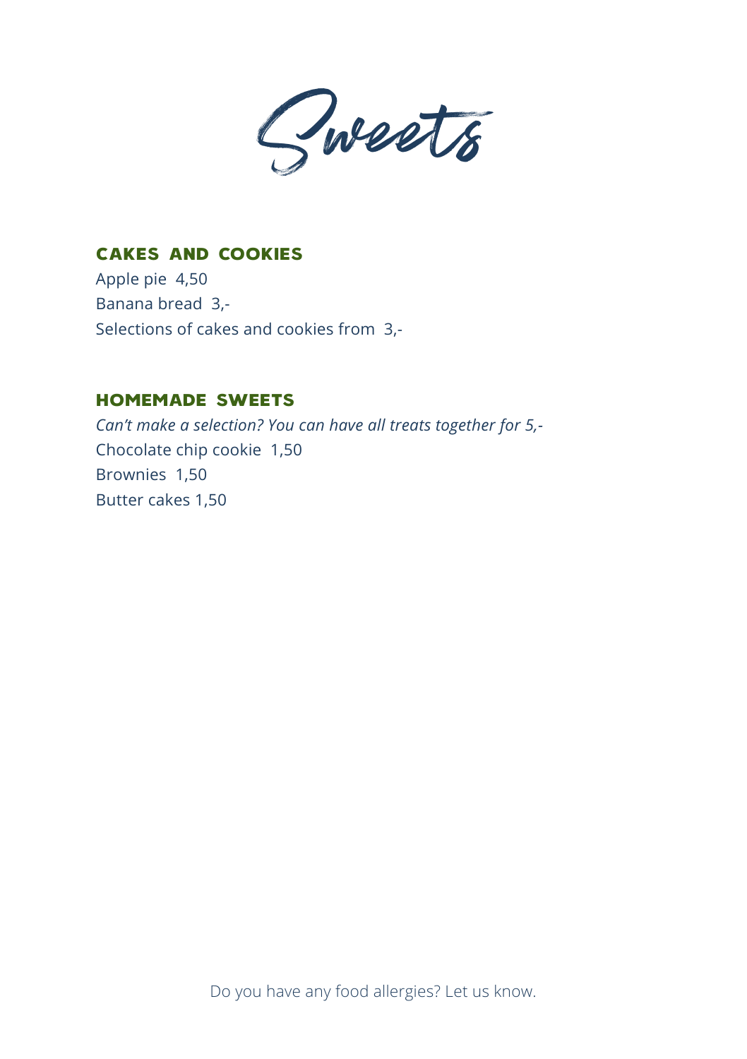# Sweets

## CAKES AND COOKIES

Apple pie  4,50
Banana bread  3,-
Selections of cakes and cookies from  3,-

## HOMEMADE SWEETS

*Can't make a selection? You can have all treats together for 5,-*
Chocolate chip cookie  1,50
Brownies  1,50
Butter cakes 1,50

Do you have any food allergies? Let us know.